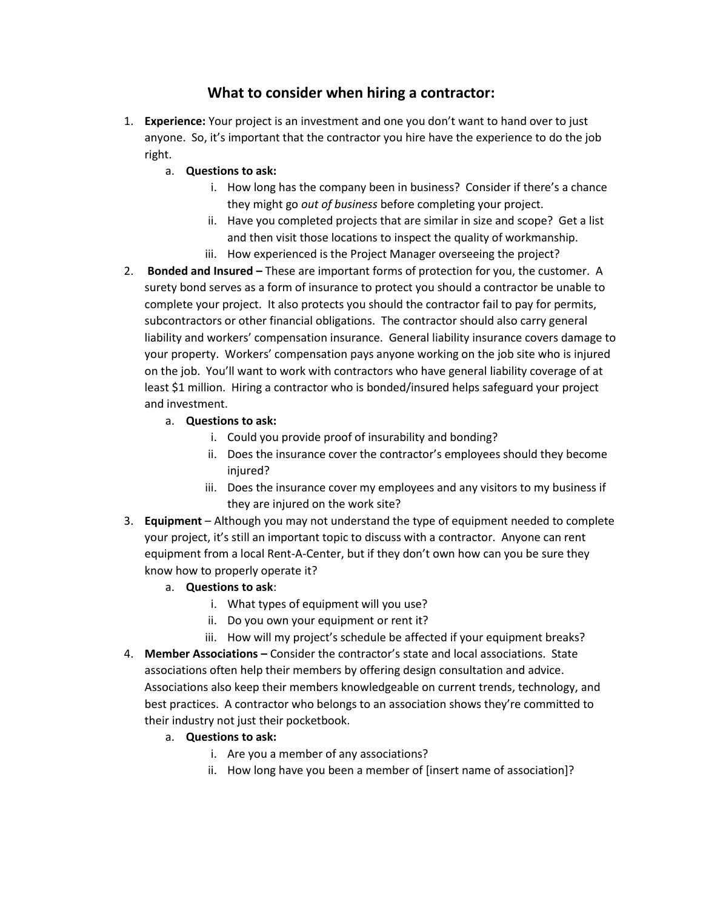# What to consider when hiring a contractor:

1. **Experience:** Your project is an investment and one you don't want to hand over to just anyone. So, it's important that the contractor you hire have the experience to do the job right.
    a. **Questions to ask:**
        i. How long has the company been in business? Consider if there's a chance they might go *out of business* before completing your project.
        ii. Have you completed projects that are similar in size and scope? Get a list and then visit those locations to inspect the quality of workmanship.
        iii. How experienced is the Project Manager overseeing the project?
2. **Bonded and Insured –** These are important forms of protection for you, the customer. A surety bond serves as a form of insurance to protect you should a contractor be unable to complete your project. It also protects you should the contractor fail to pay for permits, subcontractors or other financial obligations. The contractor should also carry general liability and workers' compensation insurance. General liability insurance covers damage to your property. Workers' compensation pays anyone working on the job site who is injured on the job. You'll want to work with contractors who have general liability coverage of at least $1 million. Hiring a contractor who is bonded/insured helps safeguard your project and investment.
    a. **Questions to ask:**
        i. Could you provide proof of insurability and bonding?
        ii. Does the insurance cover the contractor's employees should they become injured?
        iii. Does the insurance cover my employees and any visitors to my business if they are injured on the work site?
3. **Equipment** – Although you may not understand the type of equipment needed to complete your project, it's still an important topic to discuss with a contractor. Anyone can rent equipment from a local Rent-A-Center, but if they don't own how can you be sure they know how to properly operate it?
    a. **Questions to ask**:
        i. What types of equipment will you use?
        ii. Do you own your equipment or rent it?
        iii. How will my project's schedule be affected if your equipment breaks?
4. **Member Associations –** Consider the contractor's state and local associations. State associations often help their members by offering design consultation and advice. Associations also keep their members knowledgeable on current trends, technology, and best practices. A contractor who belongs to an association shows they're committed to their industry not just their pocketbook.
    a. **Questions to ask:**
        i. Are you a member of any associations?
        ii. How long have you been a member of [insert name of association]?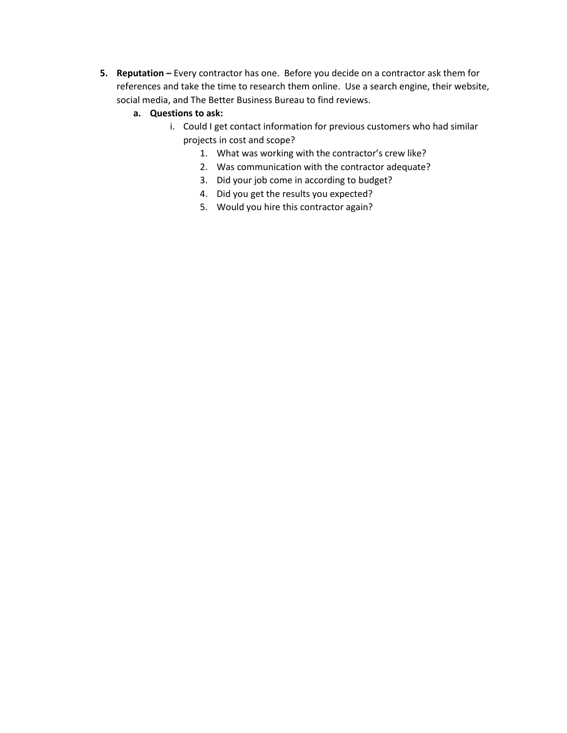5. **Reputation –** Every contractor has one. Before you decide on a contractor ask them for references and take the time to research them online. Use a search engine, their website, social media, and The Better Business Bureau to find reviews.
   a. **Questions to ask:**
      i. Could I get contact information for previous customers who had similar projects in cost and scope?
         1. What was working with the contractor's crew like?
         2. Was communication with the contractor adequate?
         3. Did your job come in according to budget?
         4. Did you get the results you expected?
         5. Would you hire this contractor again?